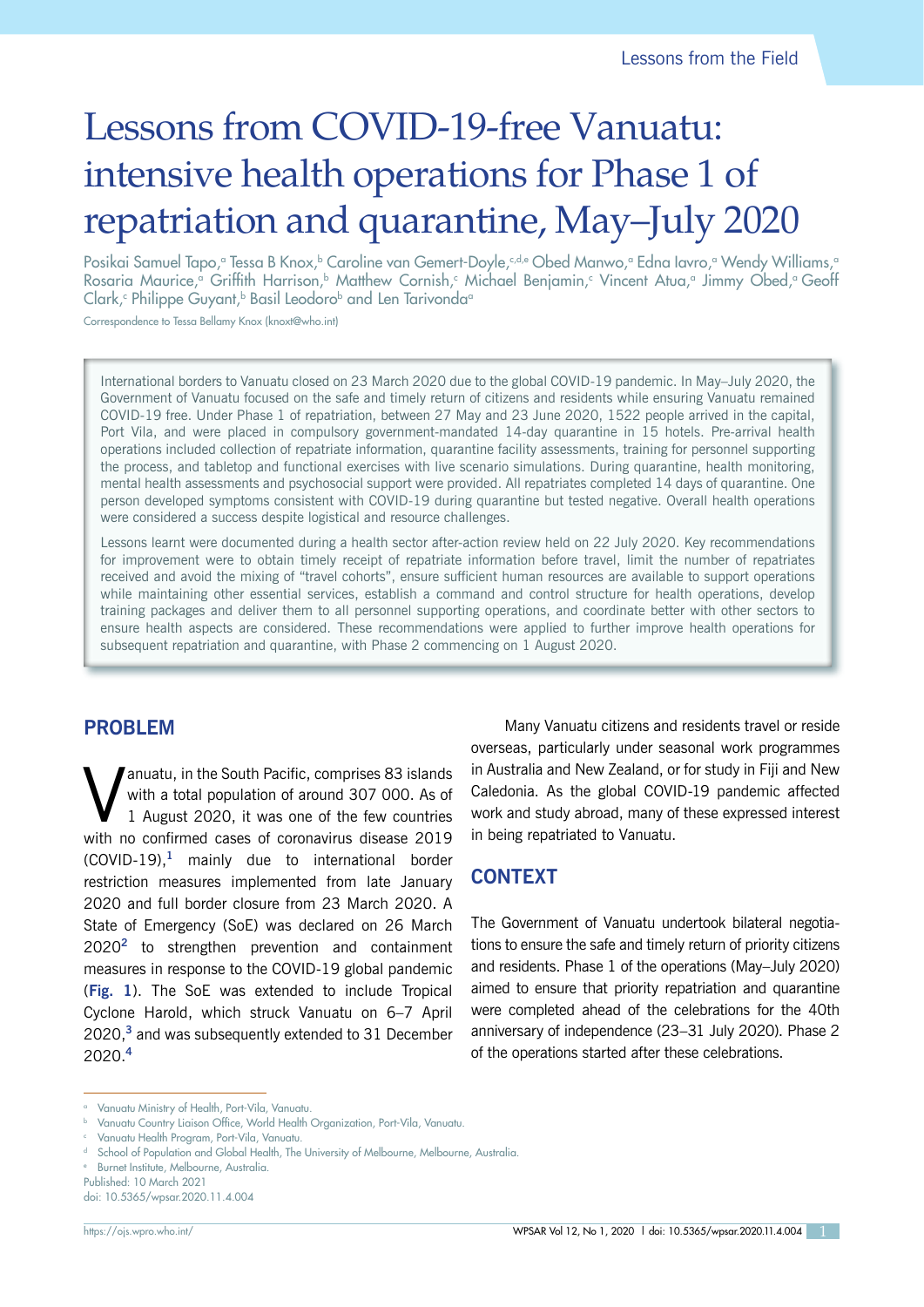Lessons from the Field

# Lessons from COVID-19-free Vanuatu: intensive health operations for Phase 1 of repatriation and quarantine, May–July 2020

Posikai Samuel Tapo,[a] Tessa B Knox,[b] Caroline van Gemert-Doyle,[c,d,e] Obed Manwo,[a] Edna Iavro,[a] Wendy Williams,[a] Rosaria Maurice,[a] Griffith Harrison,[b] Matthew Cornish,[c] Michael Benjamin,[c] Vincent Atua,[a] Jimmy Obed,[a] Geoff Clark,[c] Philippe Guyant,[b] Basil Leodoro[b] and Len Tarivonda[a]

Correspondence to Tessa Bellamy Knox (knoxt@who.int)

International borders to Vanuatu closed on 23 March 2020 due to the global COVID-19 pandemic. In May–July 2020, the Government of Vanuatu focused on the safe and timely return of citizens and residents while ensuring Vanuatu remained COVID-19 free. Under Phase 1 of repatriation, between 27 May and 23 June 2020, 1522 people arrived in the capital, Port Vila, and were placed in compulsory government-mandated 14-day quarantine in 15 hotels. Pre-arrival health operations included collection of repatriate information, quarantine facility assessments, training for personnel supporting the process, and tabletop and functional exercises with live scenario simulations. During quarantine, health monitoring, mental health assessments and psychosocial support were provided. All repatriates completed 14 days of quarantine. One person developed symptoms consistent with COVID-19 during quarantine but tested negative. Overall health operations were considered a success despite logistical and resource challenges.

Lessons learnt were documented during a health sector after-action review held on 22 July 2020. Key recommendations for improvement were to obtain timely receipt of repatriate information before travel, limit the number of repatriates received and avoid the mixing of "travel cohorts", ensure sufficient human resources are available to support operations while maintaining other essential services, establish a command and control structure for health operations, develop training packages and deliver them to all personnel supporting operations, and coordinate better with other sectors to ensure health aspects are considered. These recommendations were applied to further improve health operations for subsequent repatriation and quarantine, with Phase 2 commencing on 1 August 2020.

## PROBLEM

Vanuatu, in the South Pacific, comprises 83 islands with a total population of around 307 000. As of 1 August 2020, it was one of the few countries with no confirmed cases of coronavirus disease 2019 (COVID-19),[1] mainly due to international border restriction measures implemented from late January 2020 and full border closure from 23 March 2020. A State of Emergency (SoE) was declared on 26 March 2020[2] to strengthen prevention and containment measures in response to the COVID-19 global pandemic (**Fig. 1**). The SoE was extended to include Tropical Cyclone Harold, which struck Vanuatu on 6–7 April 2020,[3] and was subsequently extended to 31 December 2020.[4]

Many Vanuatu citizens and residents travel or reside overseas, particularly under seasonal work programmes in Australia and New Zealand, or for study in Fiji and New Caledonia. As the global COVID-19 pandemic affected work and study abroad, many of these expressed interest in being repatriated to Vanuatu.

## CONTEXT

The Government of Vanuatu undertook bilateral negotiations to ensure the safe and timely return of priority citizens and residents. Phase 1 of the operations (May–July 2020) aimed to ensure that priority repatriation and quarantine were completed ahead of the celebrations for the 40th anniversary of independence (23–31 July 2020). Phase 2 of the operations started after these celebrations.

---

[a] Vanuatu Ministry of Health, Port-Vila, Vanuatu.
[b] Vanuatu Country Liaison Office, World Health Organization, Port-Vila, Vanuatu.
[c] Vanuatu Health Program, Port-Vila, Vanuatu.
[d] School of Population and Global Health, The University of Melbourne, Melbourne, Australia.
[e] Burnet Institute, Melbourne, Australia.

Published: 10 March 2021
doi: 10.5365/wpsar.2020.11.4.004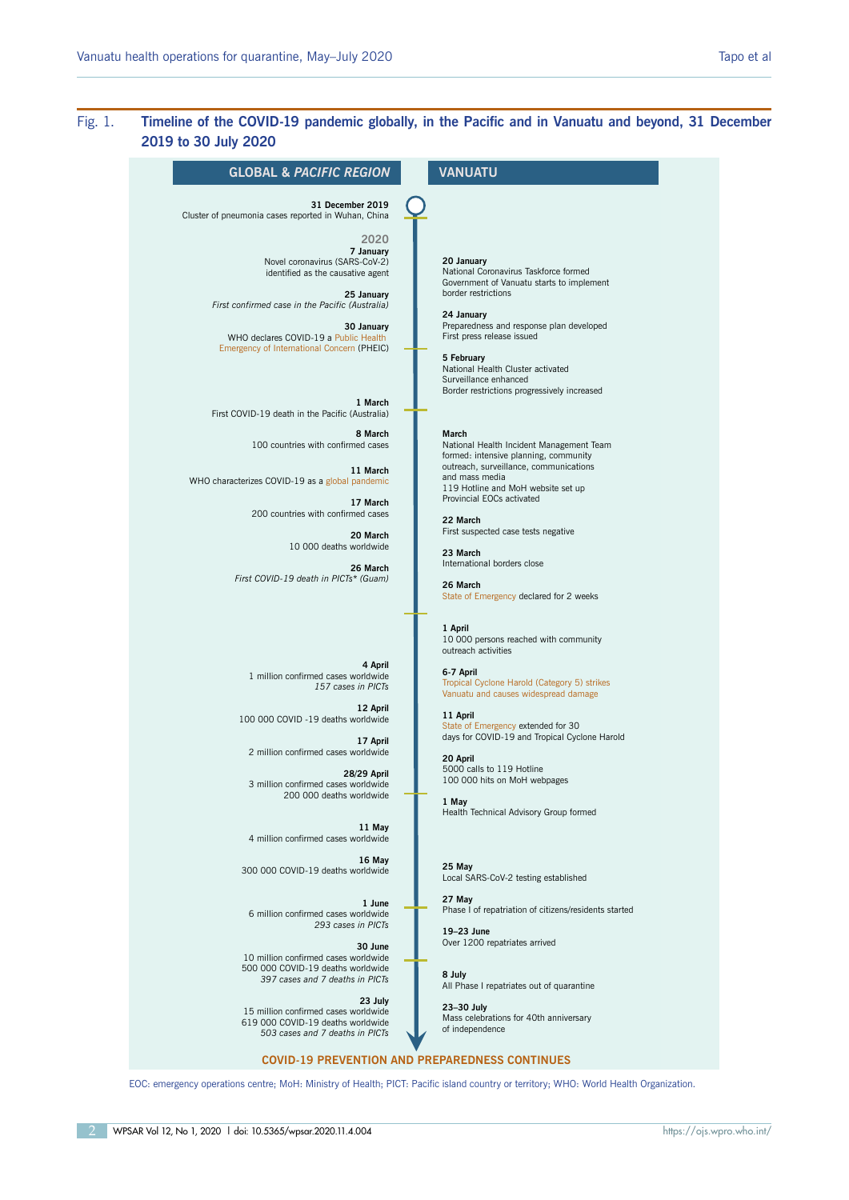Fig. 1. **Timeline of the COVID-19 pandemic globally, in the Pacific and in Vanuatu and beyond, 31 December 2019 to 30 July 2020**

## GLOBAL & *PACIFIC REGION*

**31 December 2019**
Cluster of pneumonia cases reported in Wuhan, China

**2020**

**7 January**
Novel coronavirus (SARS-CoV-2) identified as the causative agent

**25 January**
*First confirmed case in the Pacific (Australia)*

**30 January**
WHO declares COVID-19 a Public Health Emergency of International Concern (PHEIC)

**1 March**
First COVID-19 death in the Pacific (Australia)

**8 March**
100 countries with confirmed cases

**11 March**
WHO characterizes COVID-19 as a global pandemic

**17 March**
200 countries with confirmed cases

**20 March**
10 000 deaths worldwide

**26 March**
*First COVID-19 death in PICTs\* (Guam)*

**4 April**
1 million confirmed cases worldwide
*157 cases in PICTs*

**12 April**
100 000 COVID -19 deaths worldwide

**17 April**
2 million confirmed cases worldwide

**28/29 April**
3 million confirmed cases worldwide
200 000 deaths worldwide

**11 May**
4 million confirmed cases worldwide

**16 May**
300 000 COVID-19 deaths worldwide

**1 June**
6 million confirmed cases worldwide
*293 cases in PICTs*

**30 June**
10 million confirmed cases worldwide
500 000 COVID-19 deaths worldwide
*397 cases and 7 deaths in PICTs*

**23 July**
15 million confirmed cases worldwide
619 000 COVID-19 deaths worldwide
*503 cases and 7 deaths in PICTs*

## VANUATU

**20 January**
National Coronavirus Taskforce formed
Government of Vanuatu starts to implement border restrictions

**24 January**
Preparedness and response plan developed
First press release issued

**5 February**
National Health Cluster activated
Surveillance enhanced
Border restrictions progressively increased

**March**
National Health Incident Management Team formed: intensive planning, community outreach, surveillance, communications and mass media
119 Hotline and MoH website set up
Provincial EOCs activated

**22 March**
First suspected case tests negative

**23 March**
International borders close

**26 March**
State of Emergency declared for 2 weeks

**1 April**
10 000 persons reached with community outreach activities

**6-7 April**
Tropical Cyclone Harold (Category 5) strikes Vanuatu and causes widespread damage

**11 April**
State of Emergency extended for 30 days for COVID-19 and Tropical Cyclone Harold

**20 April**
5000 calls to 119 Hotline
100 000 hits on MoH webpages

**1 May**
Health Technical Advisory Group formed

**25 May**
Local SARS-CoV-2 testing established

**27 May**
Phase I of repatriation of citizens/residents started

**19–23 June**
Over 1200 repatriates arrived

**8 July**
All Phase I repatriates out of quarantine

**23–30 July**
Mass celebrations for 40th anniversary of independence

**COVID-19 PREVENTION AND PREPAREDNESS CONTINUES**

EOC: emergency operations centre; MoH: Ministry of Health; PICT: Pacific island country or territory; WHO: World Health Organization.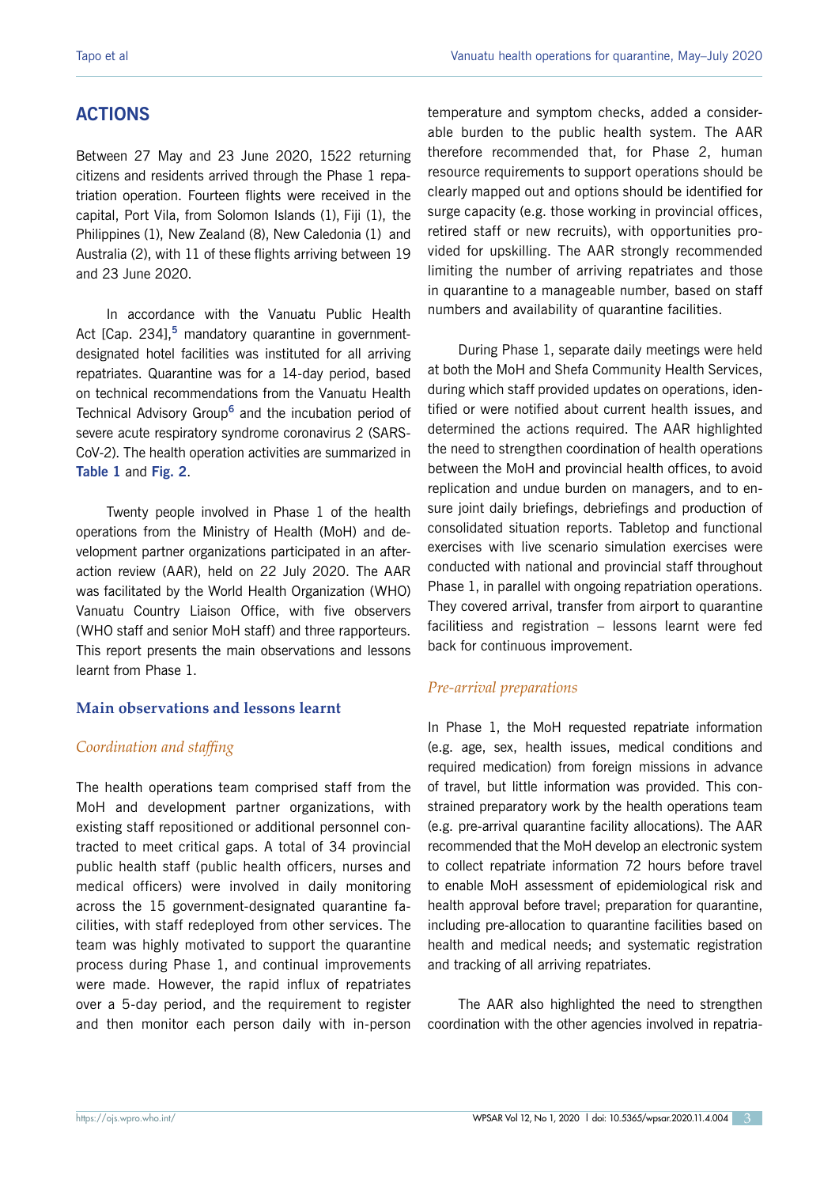## ACTIONS

Between 27 May and 23 June 2020, 1522 returning citizens and residents arrived through the Phase 1 repatriation operation. Fourteen flights were received in the capital, Port Vila, from Solomon Islands (1), Fiji (1), the Philippines (1), New Zealand (8), New Caledonia (1) and Australia (2), with 11 of these flights arriving between 19 and 23 June 2020.

In accordance with the Vanuatu Public Health Act [Cap. 234],[5] mandatory quarantine in government-designated hotel facilities was instituted for all arriving repatriates. Quarantine was for a 14-day period, based on technical recommendations from the Vanuatu Health Technical Advisory Group[6] and the incubation period of severe acute respiratory syndrome coronavirus 2 (SARS-CoV-2). The health operation activities are summarized in **Table 1** and **Fig. 2**.

Twenty people involved in Phase 1 of the health operations from the Ministry of Health (MoH) and development partner organizations participated in an after-action review (AAR), held on 22 July 2020. The AAR was facilitated by the World Health Organization (WHO) Vanuatu Country Liaison Office, with five observers (WHO staff and senior MoH staff) and three rapporteurs. This report presents the main observations and lessons learnt from Phase 1.

### Main observations and lessons learnt

#### *Coordination and staffing*

The health operations team comprised staff from the MoH and development partner organizations, with existing staff repositioned or additional personnel contracted to meet critical gaps. A total of 34 provincial public health staff (public health officers, nurses and medical officers) were involved in daily monitoring across the 15 government-designated quarantine facilities, with staff redeployed from other services. The team was highly motivated to support the quarantine process during Phase 1, and continual improvements were made. However, the rapid influx of repatriates over a 5-day period, and the requirement to register and then monitor each person daily with in-person temperature and symptom checks, added a considerable burden to the public health system. The AAR therefore recommended that, for Phase 2, human resource requirements to support operations should be clearly mapped out and options should be identified for surge capacity (e.g. those working in provincial offices, retired staff or new recruits), with opportunities provided for upskilling. The AAR strongly recommended limiting the number of arriving repatriates and those in quarantine to a manageable number, based on staff numbers and availability of quarantine facilities.

During Phase 1, separate daily meetings were held at both the MoH and Shefa Community Health Services, during which staff provided updates on operations, identified or were notified about current health issues, and determined the actions required. The AAR highlighted the need to strengthen coordination of health operations between the MoH and provincial health offices, to avoid replication and undue burden on managers, and to ensure joint daily briefings, debriefings and production of consolidated situation reports. Tabletop and functional exercises with live scenario simulation exercises were conducted with national and provincial staff throughout Phase 1, in parallel with ongoing repatriation operations. They covered arrival, transfer from airport to quarantine facilitiess and registration – lessons learnt were fed back for continuous improvement.

#### *Pre-arrival preparations*

In Phase 1, the MoH requested repatriate information (e.g. age, sex, health issues, medical conditions and required medication) from foreign missions in advance of travel, but little information was provided. This constrained preparatory work by the health operations team (e.g. pre-arrival quarantine facility allocations). The AAR recommended that the MoH develop an electronic system to collect repatriate information 72 hours before travel to enable MoH assessment of epidemiological risk and health approval before travel; preparation for quarantine, including pre-allocation to quarantine facilities based on health and medical needs; and systematic registration and tracking of all arriving repatriates.

The AAR also highlighted the need to strengthen coordination with the other agencies involved in repatria-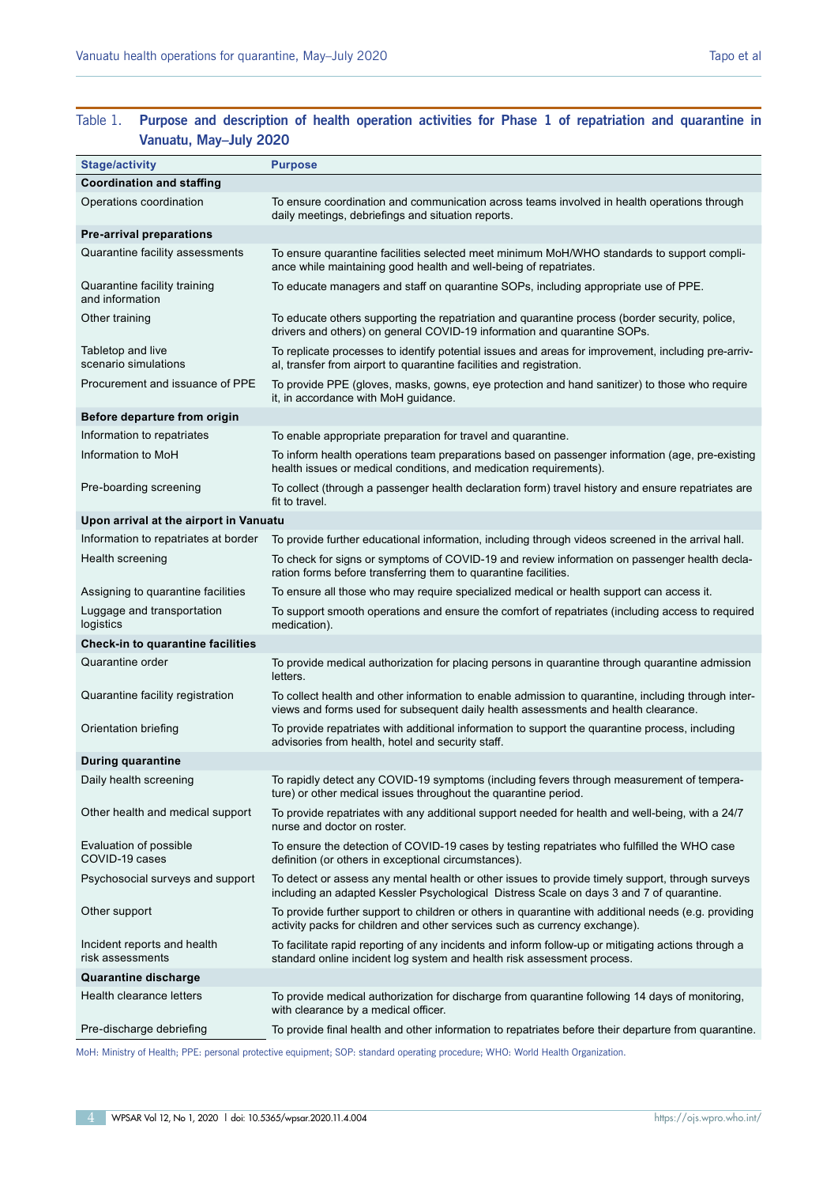Table 1. **Purpose and description of health operation activities for Phase 1 of repatriation and quarantine in Vanuatu, May–July 2020**

| Stage/activity | Purpose |
|---|---|
| **Coordination and staffing** | |
| Operations coordination | To ensure coordination and communication across teams involved in health operations through daily meetings, debriefings and situation reports. |
| **Pre-arrival preparations** | |
| Quarantine facility assessments | To ensure quarantine facilities selected meet minimum MoH/WHO standards to support compliance while maintaining good health and well-being of repatriates. |
| Quarantine facility training and information | To educate managers and staff on quarantine SOPs, including appropriate use of PPE. |
| Other training | To educate others supporting the repatriation and quarantine process (border security, police, drivers and others) on general COVID-19 information and quarantine SOPs. |
| Tabletop and live scenario simulations | To replicate processes to identify potential issues and areas for improvement, including pre-arrival, transfer from airport to quarantine facilities and registration. |
| Procurement and issuance of PPE | To provide PPE (gloves, masks, gowns, eye protection and hand sanitizer) to those who require it, in accordance with MoH guidance. |
| **Before departure from origin** | |
| Information to repatriates | To enable appropriate preparation for travel and quarantine. |
| Information to MoH | To inform health operations team preparations based on passenger information (age, pre-existing health issues or medical conditions, and medication requirements). |
| Pre-boarding screening | To collect (through a passenger health declaration form) travel history and ensure repatriates are fit to travel. |
| **Upon arrival at the airport in Vanuatu** | |
| Information to repatriates at border | To provide further educational information, including through videos screened in the arrival hall. |
| Health screening | To check for signs or symptoms of COVID-19 and review information on passenger health declaration forms before transferring them to quarantine facilities. |
| Assigning to quarantine facilities | To ensure all those who may require specialized medical or health support can access it. |
| Luggage and transportation logistics | To support smooth operations and ensure the comfort of repatriates (including access to required medication). |
| **Check-in to quarantine facilities** | |
| Quarantine order | To provide medical authorization for placing persons in quarantine through quarantine admission letters. |
| Quarantine facility registration | To collect health and other information to enable admission to quarantine, including through interviews and forms used for subsequent daily health assessments and health clearance. |
| Orientation briefing | To provide repatriates with additional information to support the quarantine process, including advisories from health, hotel and security staff. |
| **During quarantine** | |
| Daily health screening | To rapidly detect any COVID-19 symptoms (including fevers through measurement of temperature) or other medical issues throughout the quarantine period. |
| Other health and medical support | To provide repatriates with any additional support needed for health and well-being, with a 24/7 nurse and doctor on roster. |
| Evaluation of possible COVID-19 cases | To ensure the detection of COVID-19 cases by testing repatriates who fulfilled the WHO case definition (or others in exceptional circumstances). |
| Psychosocial surveys and support | To detect or assess any mental health or other issues to provide timely support, through surveys including an adapted Kessler Psychological Distress Scale on days 3 and 7 of quarantine. |
| Other support | To provide further support to children or others in quarantine with additional needs (e.g. providing activity packs for children and other services such as currency exchange). |
| Incident reports and health risk assessments | To facilitate rapid reporting of any incidents and inform follow-up or mitigating actions through a standard online incident log system and health risk assessment process. |
| **Quarantine discharge** | |
| Health clearance letters | To provide medical authorization for discharge from quarantine following 14 days of monitoring, with clearance by a medical officer. |
| Pre-discharge debriefing | To provide final health and other information to repatriates before their departure from quarantine. |

MoH: Ministry of Health; PPE: personal protective equipment; SOP: standard operating procedure; WHO: World Health Organization.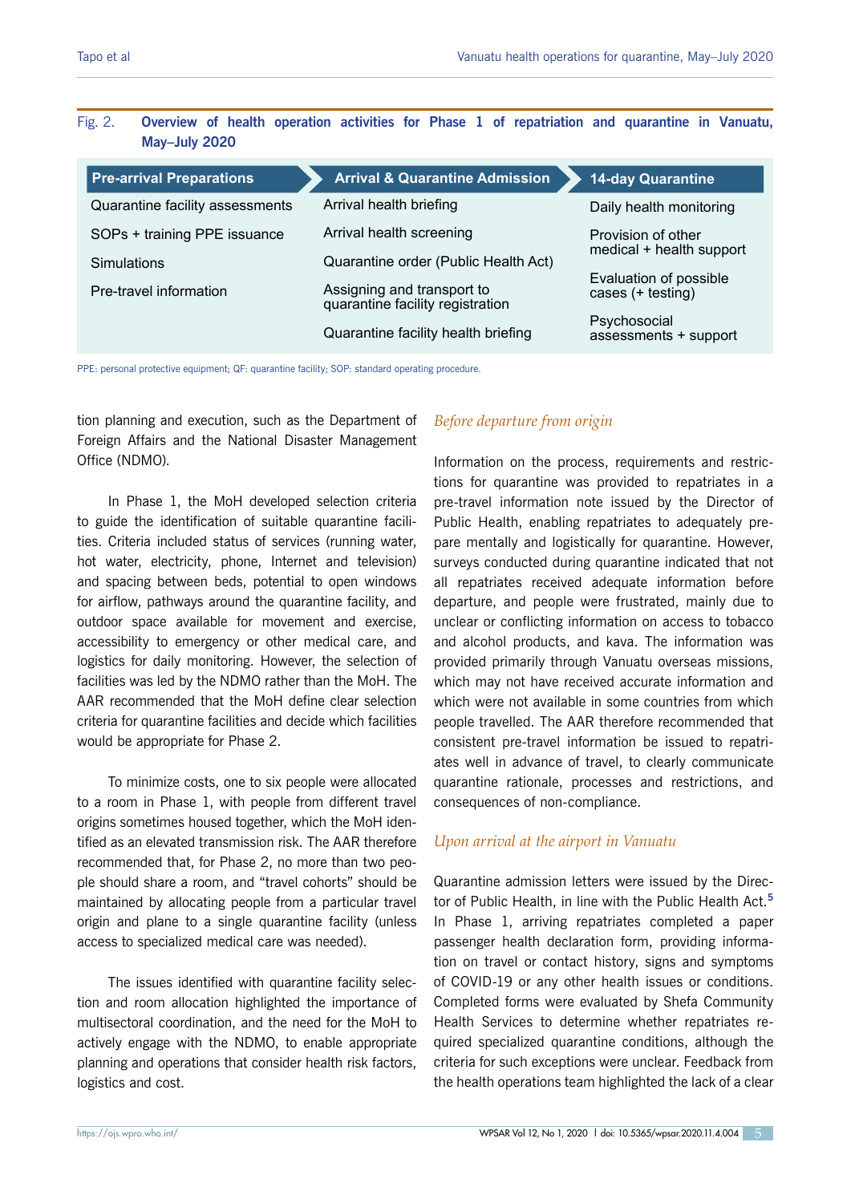Fig. 2. **Overview of health operation activities for Phase 1 of repatriation and quarantine in Vanuatu, May–July 2020**

| Pre-arrival Preparations | Arrival & Quarantine Admission | 14-day Quarantine |
| --- | --- | --- |
| Quarantine facility assessments | Arrival health briefing | Daily health monitoring |
| SOPs + training PPE issuance | Arrival health screening | Provision of other medical + health support |
| Simulations | Quarantine order (Public Health Act) | Evaluation of possible cases (+ testing) |
| Pre-travel information | Assigning and transport to quarantine facility registration | Psychosocial assessments + support |
| | Quarantine facility health briefing | |

PPE: personal protective equipment; QF: quarantine facility; SOP: standard operating procedure.

tion planning and execution, such as the Department of Foreign Affairs and the National Disaster Management Office (NDMO).

In Phase 1, the MoH developed selection criteria to guide the identification of suitable quarantine facilities. Criteria included status of services (running water, hot water, electricity, phone, Internet and television) and spacing between beds, potential to open windows for airflow, pathways around the quarantine facility, and outdoor space available for movement and exercise, accessibility to emergency or other medical care, and logistics for daily monitoring. However, the selection of facilities was led by the NDMO rather than the MoH. The AAR recommended that the MoH define clear selection criteria for quarantine facilities and decide which facilities would be appropriate for Phase 2.

To minimize costs, one to six people were allocated to a room in Phase 1, with people from different travel origins sometimes housed together, which the MoH identified as an elevated transmission risk. The AAR therefore recommended that, for Phase 2, no more than two people should share a room, and "travel cohorts" should be maintained by allocating people from a particular travel origin and plane to a single quarantine facility (unless access to specialized medical care was needed).

The issues identified with quarantine facility selection and room allocation highlighted the importance of multisectoral coordination, and the need for the MoH to actively engage with the NDMO, to enable appropriate planning and operations that consider health risk factors, logistics and cost.

### *Before departure from origin*

Information on the process, requirements and restrictions for quarantine was provided to repatriates in a pre-travel information note issued by the Director of Public Health, enabling repatriates to adequately prepare mentally and logistically for quarantine. However, surveys conducted during quarantine indicated that not all repatriates received adequate information before departure, and people were frustrated, mainly due to unclear or conflicting information on access to tobacco and alcohol products, and kava. The information was provided primarily through Vanuatu overseas missions, which may not have received accurate information and which were not available in some countries from which people travelled. The AAR therefore recommended that consistent pre-travel information be issued to repatriates well in advance of travel, to clearly communicate quarantine rationale, processes and restrictions, and consequences of non-compliance.

### *Upon arrival at the airport in Vanuatu*

Quarantine admission letters were issued by the Director of Public Health, in line with the Public Health Act.[5] In Phase 1, arriving repatriates completed a paper passenger health declaration form, providing information on travel or contact history, signs and symptoms of COVID-19 or any other health issues or conditions. Completed forms were evaluated by Shefa Community Health Services to determine whether repatriates required specialized quarantine conditions, although the criteria for such exceptions were unclear. Feedback from the health operations team highlighted the lack of a clear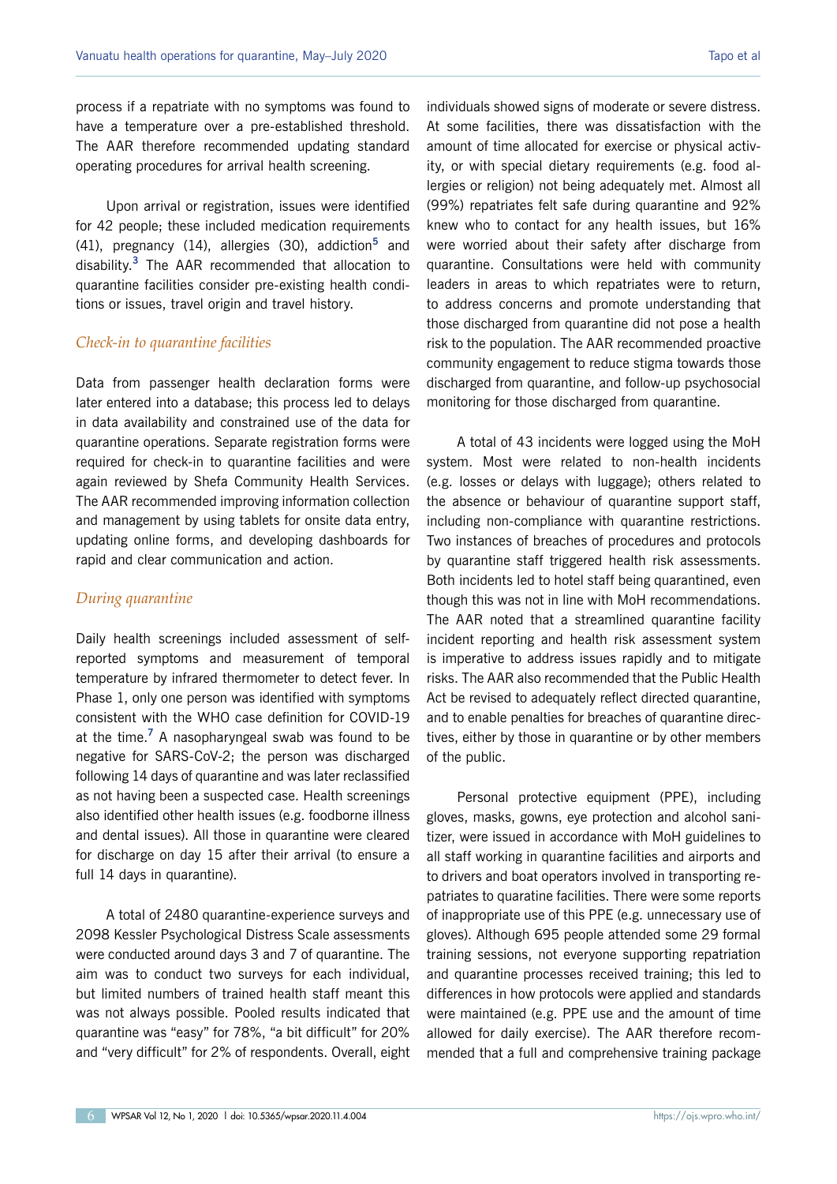process if a repatriate with no symptoms was found to have a temperature over a pre-established threshold. The AAR therefore recommended updating standard operating procedures for arrival health screening.

Upon arrival or registration, issues were identified for 42 people; these included medication requirements (41), pregnancy (14), allergies (30), addiction[5] and disability.[3] The AAR recommended that allocation to quarantine facilities consider pre-existing health conditions or issues, travel origin and travel history.

### *Check-in to quarantine facilities*

Data from passenger health declaration forms were later entered into a database; this process led to delays in data availability and constrained use of the data for quarantine operations. Separate registration forms were required for check-in to quarantine facilities and were again reviewed by Shefa Community Health Services. The AAR recommended improving information collection and management by using tablets for onsite data entry, updating online forms, and developing dashboards for rapid and clear communication and action.

### *During quarantine*

Daily health screenings included assessment of self-reported symptoms and measurement of temporal temperature by infrared thermometer to detect fever. In Phase 1, only one person was identified with symptoms consistent with the WHO case definition for COVID-19 at the time.[7] A nasopharyngeal swab was found to be negative for SARS-CoV-2; the person was discharged following 14 days of quarantine and was later reclassified as not having been a suspected case. Health screenings also identified other health issues (e.g. foodborne illness and dental issues). All those in quarantine were cleared for discharge on day 15 after their arrival (to ensure a full 14 days in quarantine).

A total of 2480 quarantine-experience surveys and 2098 Kessler Psychological Distress Scale assessments were conducted around days 3 and 7 of quarantine. The aim was to conduct two surveys for each individual, but limited numbers of trained health staff meant this was not always possible. Pooled results indicated that quarantine was "easy" for 78%, "a bit difficult" for 20% and "very difficult" for 2% of respondents. Overall, eight individuals showed signs of moderate or severe distress. At some facilities, there was dissatisfaction with the amount of time allocated for exercise or physical activity, or with special dietary requirements (e.g. food allergies or religion) not being adequately met. Almost all (99%) repatriates felt safe during quarantine and 92% knew who to contact for any health issues, but 16% were worried about their safety after discharge from quarantine. Consultations were held with community leaders in areas to which repatriates were to return, to address concerns and promote understanding that those discharged from quarantine did not pose a health risk to the population. The AAR recommended proactive community engagement to reduce stigma towards those discharged from quarantine, and follow-up psychosocial monitoring for those discharged from quarantine.

A total of 43 incidents were logged using the MoH system. Most were related to non-health incidents (e.g. losses or delays with luggage); others related to the absence or behaviour of quarantine support staff, including non-compliance with quarantine restrictions. Two instances of breaches of procedures and protocols by quarantine staff triggered health risk assessments. Both incidents led to hotel staff being quarantined, even though this was not in line with MoH recommendations. The AAR noted that a streamlined quarantine facility incident reporting and health risk assessment system is imperative to address issues rapidly and to mitigate risks. The AAR also recommended that the Public Health Act be revised to adequately reflect directed quarantine, and to enable penalties for breaches of quarantine directives, either by those in quarantine or by other members of the public.

Personal protective equipment (PPE), including gloves, masks, gowns, eye protection and alcohol sanitizer, were issued in accordance with MoH guidelines to all staff working in quarantine facilities and airports and to drivers and boat operators involved in transporting repatriates to quaratine facilities. There were some reports of inappropriate use of this PPE (e.g. unnecessary use of gloves). Although 695 people attended some 29 formal training sessions, not everyone supporting repatriation and quarantine processes received training; this led to differences in how protocols were applied and standards were maintained (e.g. PPE use and the amount of time allowed for daily exercise). The AAR therefore recommended that a full and comprehensive training package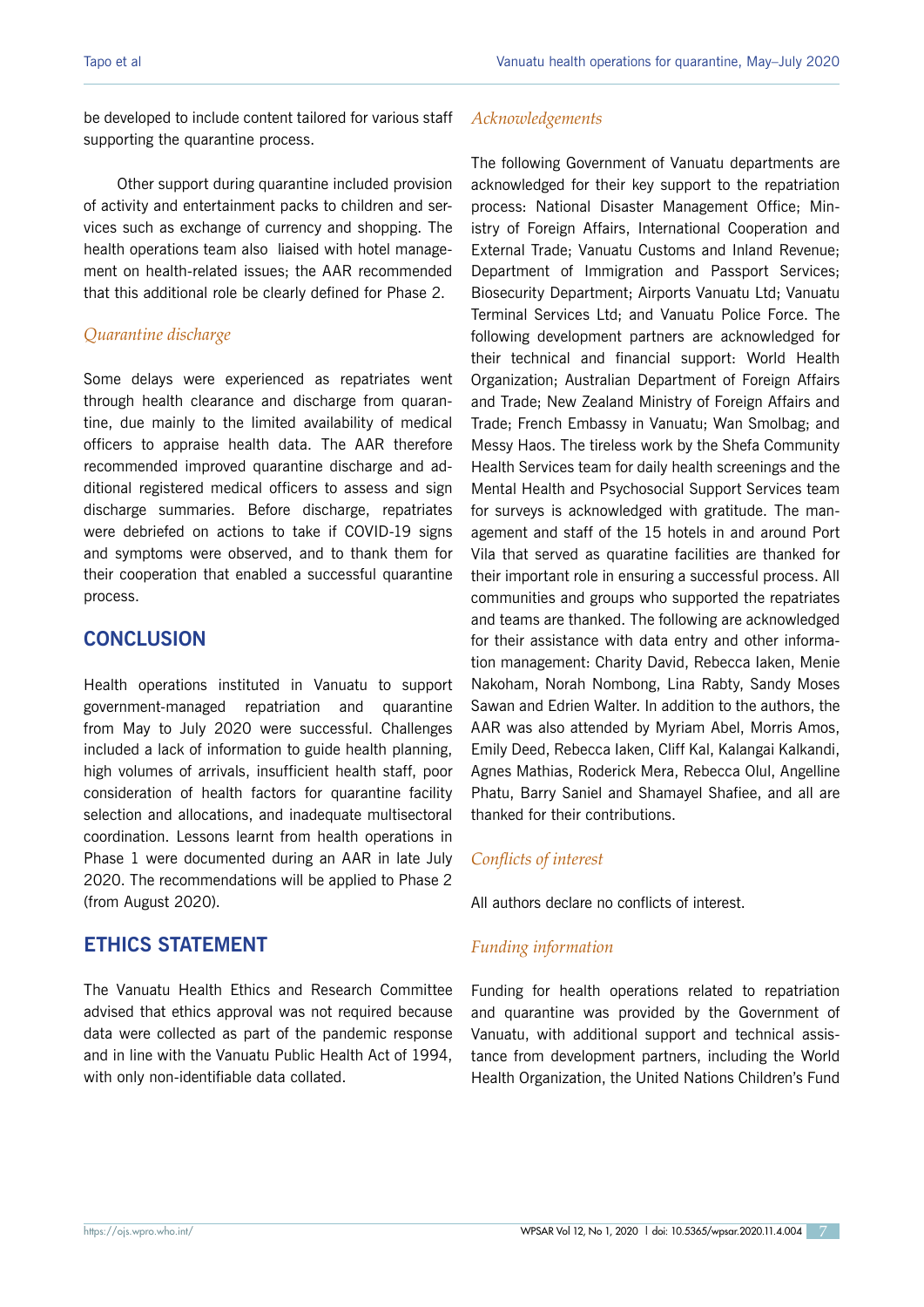be developed to include content tailored for various staff supporting the quarantine process.

Other support during quarantine included provision of activity and entertainment packs to children and services such as exchange of currency and shopping. The health operations team also liaised with hotel management on health-related issues; the AAR recommended that this additional role be clearly defined for Phase 2.

### *Quarantine discharge*

Some delays were experienced as repatriates went through health clearance and discharge from quarantine, due mainly to the limited availability of medical officers to appraise health data. The AAR therefore recommended improved quarantine discharge and additional registered medical officers to assess and sign discharge summaries. Before discharge, repatriates were debriefed on actions to take if COVID-19 signs and symptoms were observed, and to thank them for their cooperation that enabled a successful quarantine process.

## CONCLUSION

Health operations instituted in Vanuatu to support government-managed repatriation and quarantine from May to July 2020 were successful. Challenges included a lack of information to guide health planning, high volumes of arrivals, insufficient health staff, poor consideration of health factors for quarantine facility selection and allocations, and inadequate multisectoral coordination. Lessons learnt from health operations in Phase 1 were documented during an AAR in late July 2020. The recommendations will be applied to Phase 2 (from August 2020).

## ETHICS STATEMENT

The Vanuatu Health Ethics and Research Committee advised that ethics approval was not required because data were collected as part of the pandemic response and in line with the Vanuatu Public Health Act of 1994, with only non-identifiable data collated.

### *Acknowledgements*

The following Government of Vanuatu departments are acknowledged for their key support to the repatriation process: National Disaster Management Office; Ministry of Foreign Affairs, International Cooperation and External Trade; Vanuatu Customs and Inland Revenue; Department of Immigration and Passport Services; Biosecurity Department; Airports Vanuatu Ltd; Vanuatu Terminal Services Ltd; and Vanuatu Police Force. The following development partners are acknowledged for their technical and financial support: World Health Organization; Australian Department of Foreign Affairs and Trade; New Zealand Ministry of Foreign Affairs and Trade; French Embassy in Vanuatu; Wan Smolbag; and Messy Haos. The tireless work by the Shefa Community Health Services team for daily health screenings and the Mental Health and Psychosocial Support Services team for surveys is acknowledged with gratitude. The management and staff of the 15 hotels in and around Port Vila that served as quarantine facilities are thanked for their important role in ensuring a successful process. All communities and groups who supported the repatriates and teams are thanked. The following are acknowledged for their assistance with data entry and other information management: Charity David, Rebecca Iaken, Menie Nakoham, Norah Nombong, Lina Rabty, Sandy Moses Sawan and Edrien Walter. In addition to the authors, the AAR was also attended by Myriam Abel, Morris Amos, Emily Deed, Rebecca Iaken, Cliff Kal, Kalangai Kalkandi, Agnes Mathias, Roderick Mera, Rebecca Olul, Angelline Phatu, Barry Saniel and Shamayel Shafiee, and all are thanked for their contributions.

### *Conflicts of interest*

All authors declare no conflicts of interest.

### *Funding information*

Funding for health operations related to repatriation and quarantine was provided by the Government of Vanuatu, with additional support and technical assistance from development partners, including the World Health Organization, the United Nations Children's Fund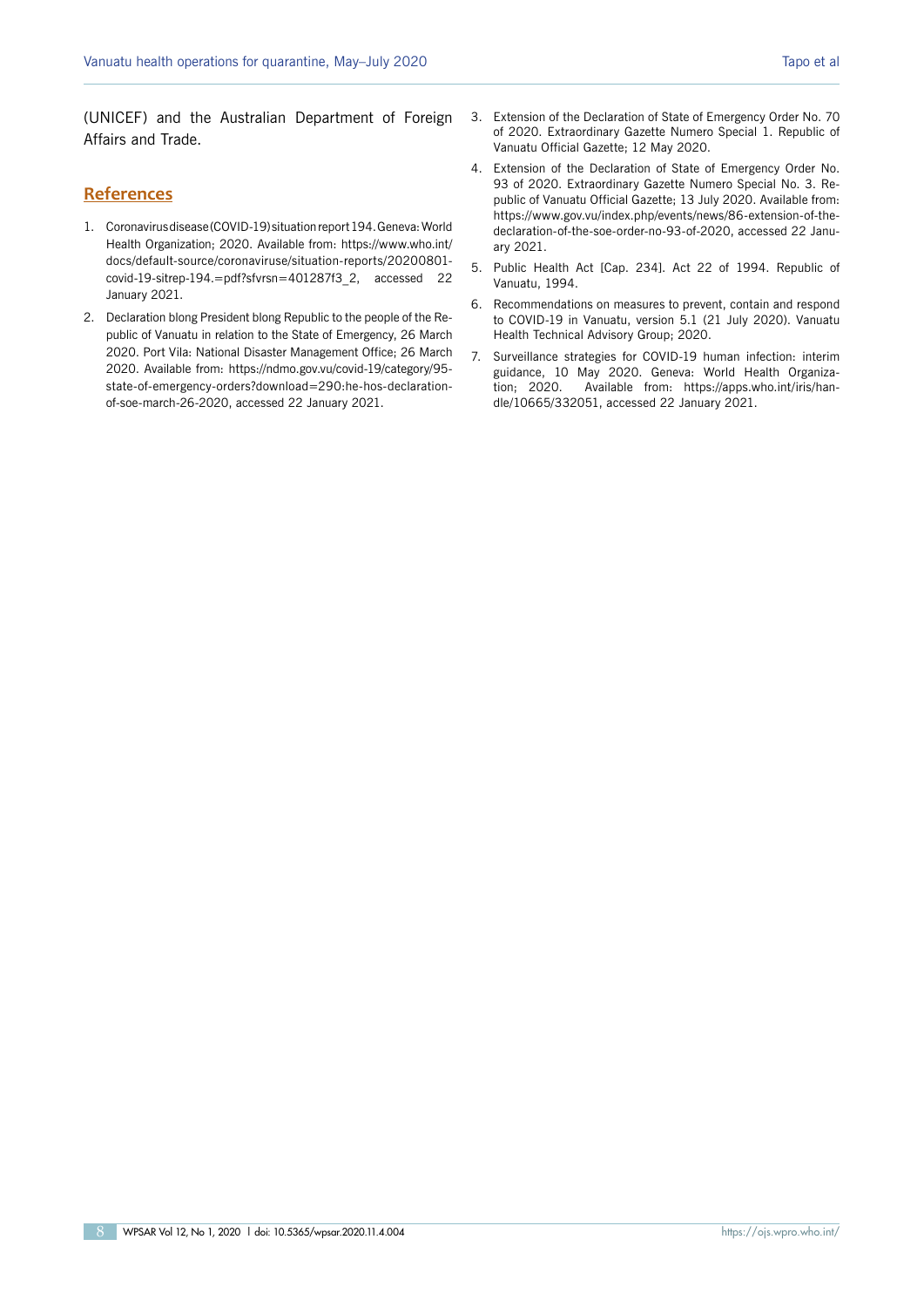(UNICEF) and the Australian Department of Foreign Affairs and Trade.

## References

1. Coronavirus disease (COVID-19) situation report 194. Geneva: World Health Organization; 2020. Available from: https://www.who.int/docs/default-source/coronaviruse/situation-reports/20200801-covid-19-sitrep-194.=pdf?sfvrsn=401287f3_2, accessed 22 January 2021.
2. Declaration blong President blong Republic to the people of the Republic of Vanuatu in relation to the State of Emergency, 26 March 2020. Port Vila: National Disaster Management Office; 26 March 2020. Available from: https://ndmo.gov.vu/covid-19/category/95-state-of-emergency-orders?download=290:he-hos-declaration-of-soe-march-26-2020, accessed 22 January 2021.
3. Extension of the Declaration of State of Emergency Order No. 70 of 2020. Extraordinary Gazette Numero Special 1. Republic of Vanuatu Official Gazette; 12 May 2020.
4. Extension of the Declaration of State of Emergency Order No. 93 of 2020. Extraordinary Gazette Numero Special No. 3. Republic of Vanuatu Official Gazette; 13 July 2020. Available from: https://www.gov.vu/index.php/events/news/86-extension-of-the-declaration-of-the-soe-order-no-93-of-2020, accessed 22 January 2021.
5. Public Health Act [Cap. 234]. Act 22 of 1994. Republic of Vanuatu, 1994.
6. Recommendations on measures to prevent, contain and respond to COVID-19 in Vanuatu, version 5.1 (21 July 2020). Vanuatu Health Technical Advisory Group; 2020.
7. Surveillance strategies for COVID-19 human infection: interim guidance, 10 May 2020. Geneva: World Health Organization; 2020. Available from: https://apps.who.int/iris/handle/10665/332051, accessed 22 January 2021.